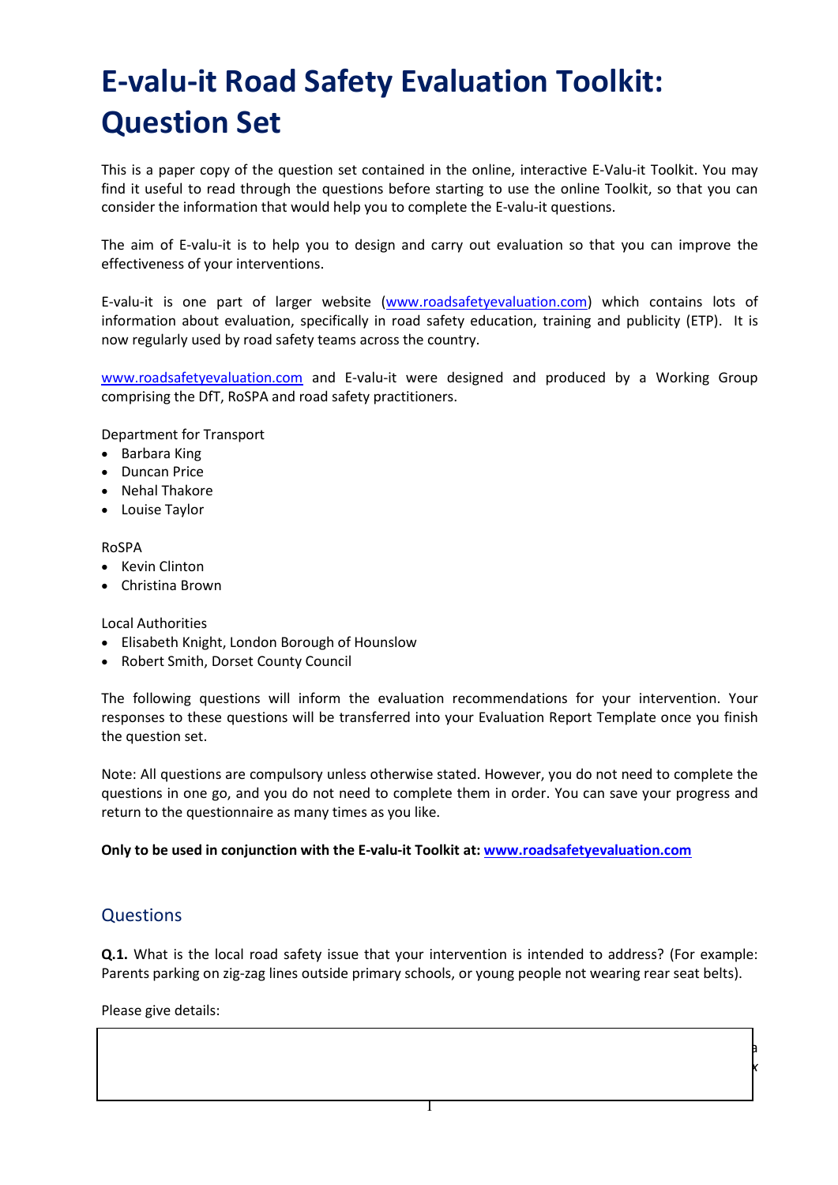# E-valu-it Road Safety Evaluation Toolkit: Question Set

This is a paper copy of the question set contained in the online, interactive E-Valu-it Toolkit. You may find it useful to read through the questions before starting to use the online Toolkit, so that you can consider the information that would help you to complete the E-valu-it questions.

The aim of E-valu-it is to help you to design and carry out evaluation so that you can improve the effectiveness of your interventions.

E-valu-it is one part of larger website (www.roadsafetyevaluation.com) which contains lots of information about evaluation, specifically in road safety education, training and publicity (ETP). It is now regularly used by road safety teams across the country.

www.roadsafetyevaluation.com and E-valu-it were designed and produced by a Working Group comprising the DfT, RoSPA and road safety practitioners.

Department for Transport

- Barbara King
- Duncan Price
- Nehal Thakore
- Louise Taylor

RoSPA

- Kevin Clinton
- Christina Brown

Local Authorities

- Elisabeth Knight, London Borough of Hounslow
- Robert Smith, Dorset County Council

The following questions will inform the evaluation recommendations for your intervention. Your responses to these questions will be transferred into your Evaluation Report Template once you finish the question set.

Note: All questions are compulsory unless otherwise stated. However, you do not need to complete the questions in one go, and you do not need to complete them in order. You can save your progress and return to the questionnaire as many times as you like.

**Only to be used in conjunction with the E-valu-it Toolkit at: www.roadsafetyevaluation.com**

## Questions

**Q.1.** What is the local road safety issue that your intervention is intended to address? (For example: Parents parking on zig-zag lines outside primary schools, or young people not wearing rear seat belts).

Please give details: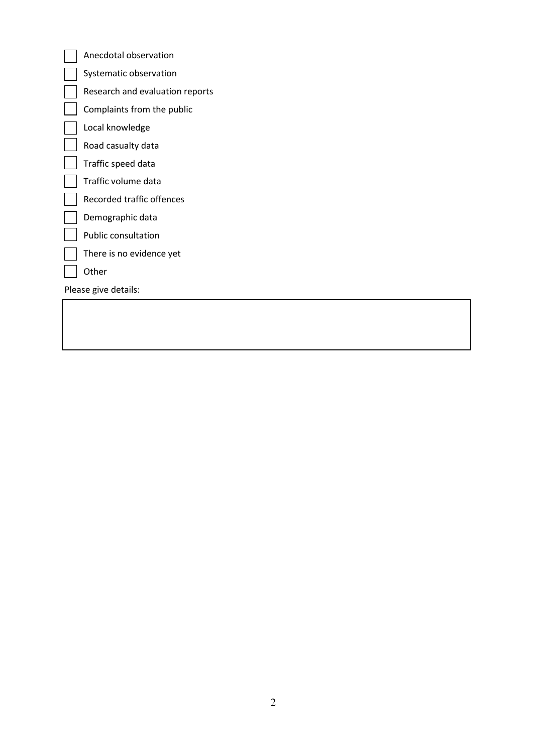- [ ] Anecdotal observation
- [ ] Systematic observation
- [ ] Research and evaluation reports
- [ ] Complaints from the public
- [ ] Local knowledge
- [ ] Road casualty data
- [ ] Traffic speed data
- [ ] Traffic volume data
- [ ] Recorded traffic offences
- [ ] Demographic data
- [ ] Public consultation
- [ ] There is no evidence yet
- [ ] Other

Please give details:

| |
|---|
| |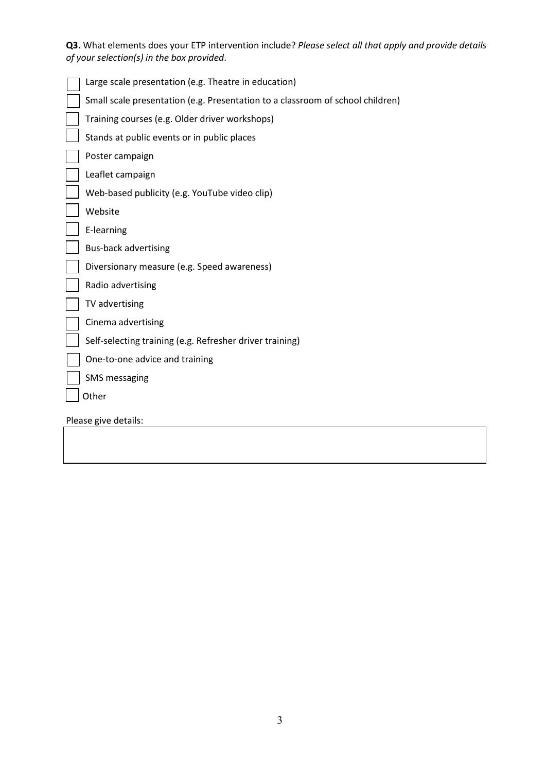**Q3.** What elements does your ETP intervention include? *Please select all that apply and provide details of your selection(s) in the box provided*.

- [ ] Large scale presentation (e.g. Theatre in education)
- [ ] Small scale presentation (e.g. Presentation to a classroom of school children)
- [ ] Training courses (e.g. Older driver workshops)
- [ ] Stands at public events or in public places
- [ ] Poster campaign
- [ ] Leaflet campaign
- [ ] Web-based publicity (e.g. YouTube video clip)
- [ ] Website
- [ ] E-learning
- [ ] Bus-back advertising
- [ ] Diversionary measure (e.g. Speed awareness)
- [ ] Radio advertising
- [ ] TV advertising
- [ ] Cinema advertising
- [ ] Self-selecting training (e.g. Refresher driver training)
- [ ] One-to-one advice and training
- [ ] SMS messaging
- [ ] Other

Please give details:

| |
|---|
| |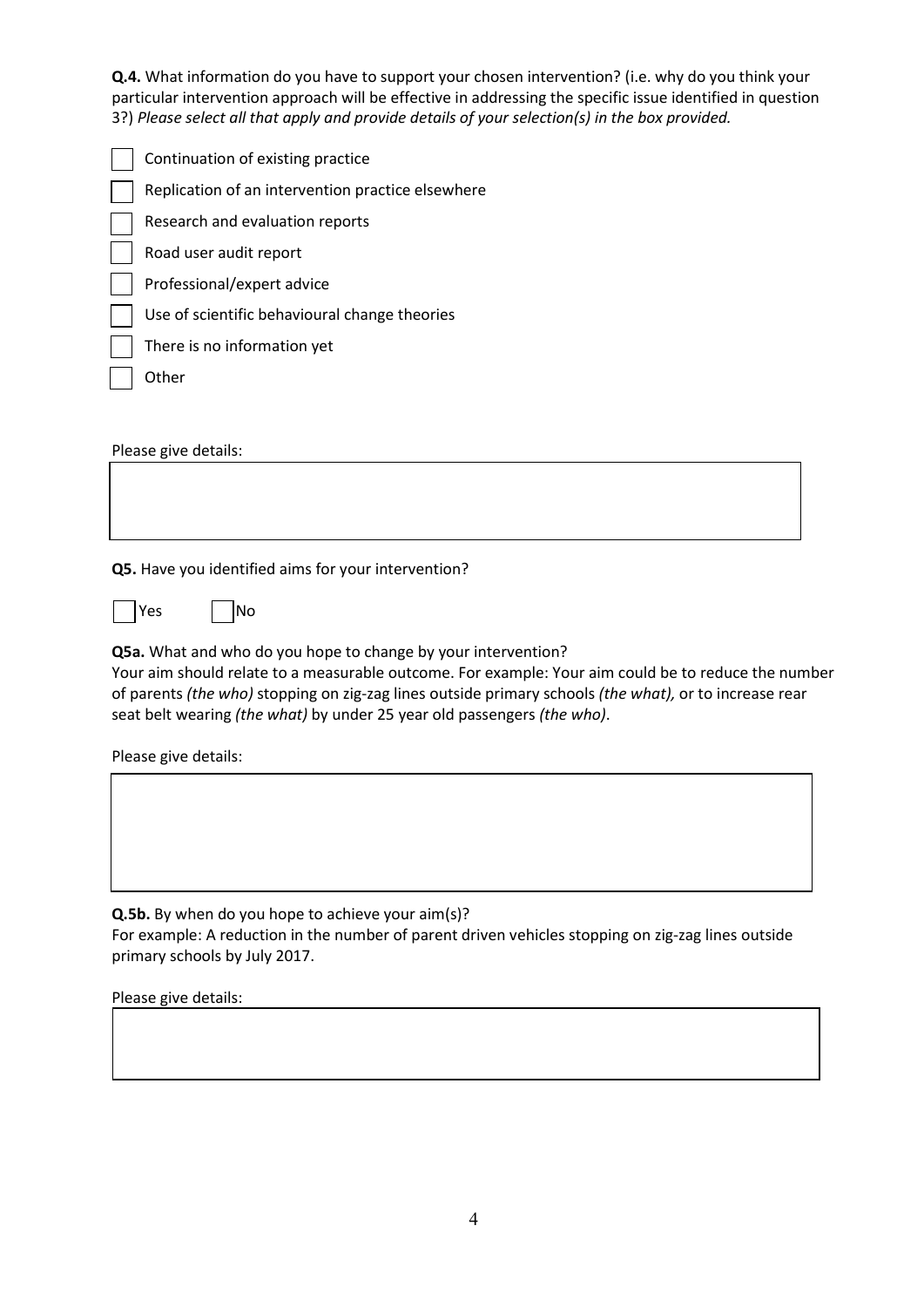**Q.4.** What information do you have to support your chosen intervention? (i.e. why do you think your particular intervention approach will be effective in addressing the specific issue identified in question 3?) *Please select all that apply and provide details of your selection(s) in the box provided.*

- ☐ Continuation of existing practice
- ☐ Replication of an intervention practice elsewhere
- ☐ Research and evaluation reports
- ☐ Road user audit report
- ☐ Professional/expert advice
- ☐ Use of scientific behavioural change theories
- ☐ There is no information yet
- ☐ Other

Please give details:

| |
|---|
| |

**Q5.** Have you identified aims for your intervention?

☐ Yes ☐ No

**Q5a.** What and who do you hope to change by your intervention?

Your aim should relate to a measurable outcome. For example: Your aim could be to reduce the number of parents *(the who)* stopping on zig-zag lines outside primary schools *(the what),* or to increase rear seat belt wearing *(the what)* by under 25 year old passengers *(the who)*.

Please give details:

| |
|---|
| |

**Q.5b.** By when do you hope to achieve your aim(s)?

For example: A reduction in the number of parent driven vehicles stopping on zig-zag lines outside primary schools by July 2017.

Please give details:

| |
|---|
| |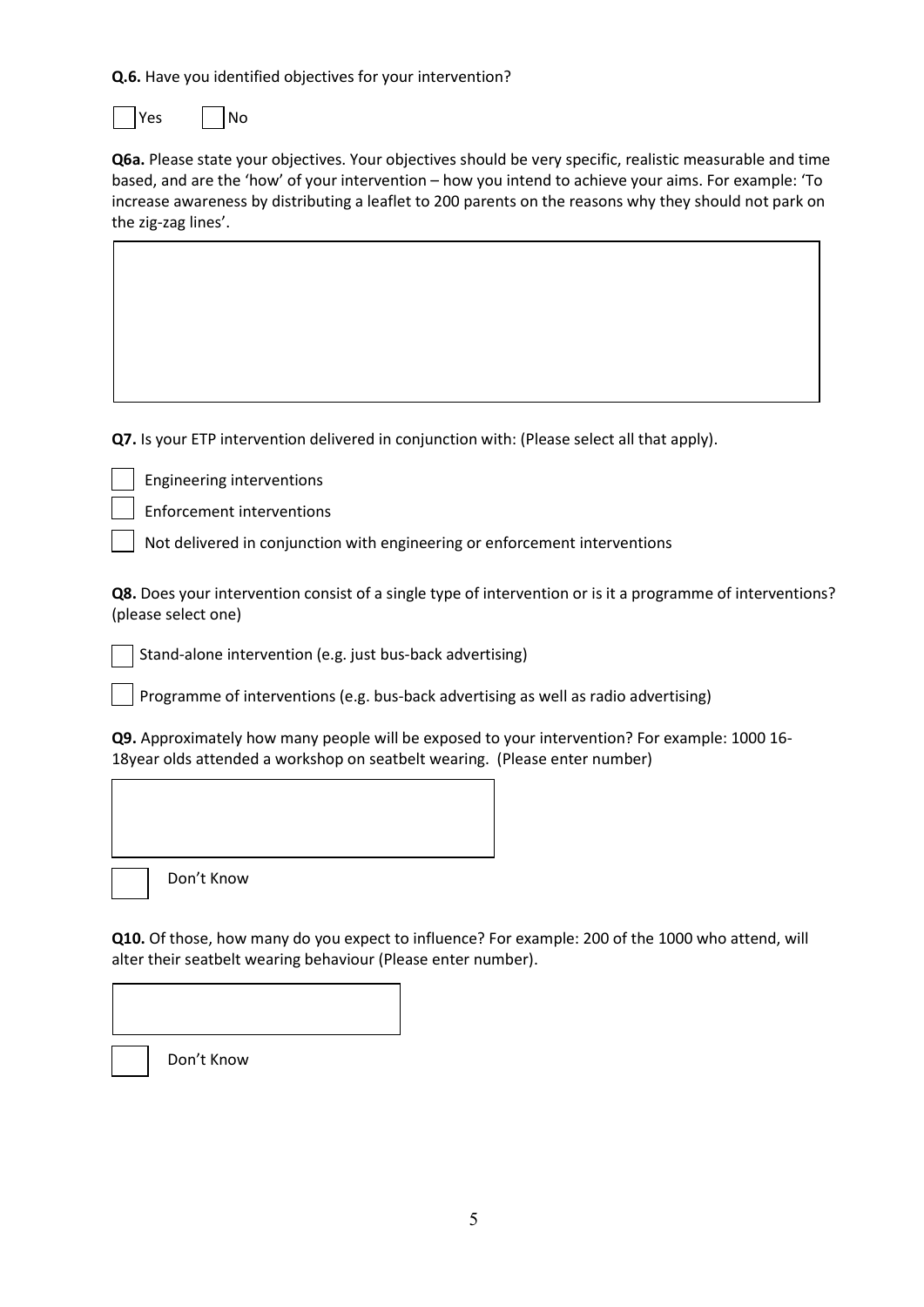**Q.6.** Have you identified objectives for your intervention?

☐ Yes ☐ No

**Q6a.** Please state your objectives. Your objectives should be very specific, realistic measurable and time based, and are the 'how' of your intervention – how you intend to achieve your aims. For example: 'To increase awareness by distributing a leaflet to 200 parents on the reasons why they should not park on the zig-zag lines'.

**Q7.** Is your ETP intervention delivered in conjunction with: (Please select all that apply).

☐ Engineering interventions

☐ Enforcement interventions

☐ Not delivered in conjunction with engineering or enforcement interventions

**Q8.** Does your intervention consist of a single type of intervention or is it a programme of interventions? (please select one)

☐ Stand-alone intervention (e.g. just bus-back advertising)

☐ Programme of interventions (e.g. bus-back advertising as well as radio advertising)

**Q9.** Approximately how many people will be exposed to your intervention? For example: 1000 16-18year olds attended a workshop on seatbelt wearing. (Please enter number)

☐ Don't Know

**Q10.** Of those, how many do you expect to influence? For example: 200 of the 1000 who attend, will alter their seatbelt wearing behaviour (Please enter number).

☐ Don't Know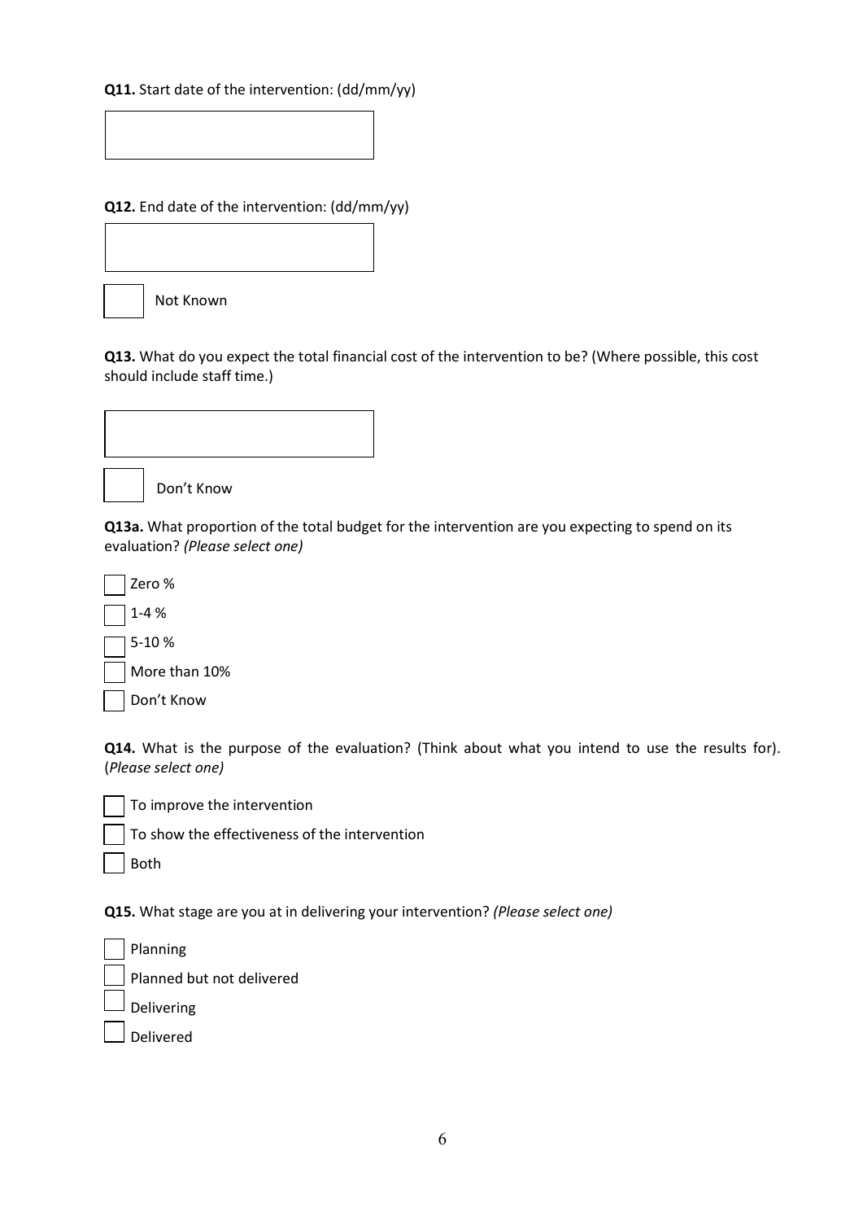**Q11.** Start date of the intervention: (dd/mm/yy)

**Q12.** End date of the intervention: (dd/mm/yy)

☐ Not Known

**Q13.** What do you expect the total financial cost of the intervention to be? (Where possible, this cost should include staff time.)

☐ Don't Know

**Q13a.** What proportion of the total budget for the intervention are you expecting to spend on its evaluation? *(Please select one)*

☐ Zero %
☐ 1-4 %
☐ 5-10 %
☐ More than 10%
☐ Don't Know

**Q14.** What is the purpose of the evaluation? (Think about what you intend to use the results for). (*Please select one)*

☐ To improve the intervention
☐ To show the effectiveness of the intervention
☐ Both

**Q15.** What stage are you at in delivering your intervention? *(Please select one)*

☐ Planning
☐ Planned but not delivered
☐ Delivering
☐ Delivered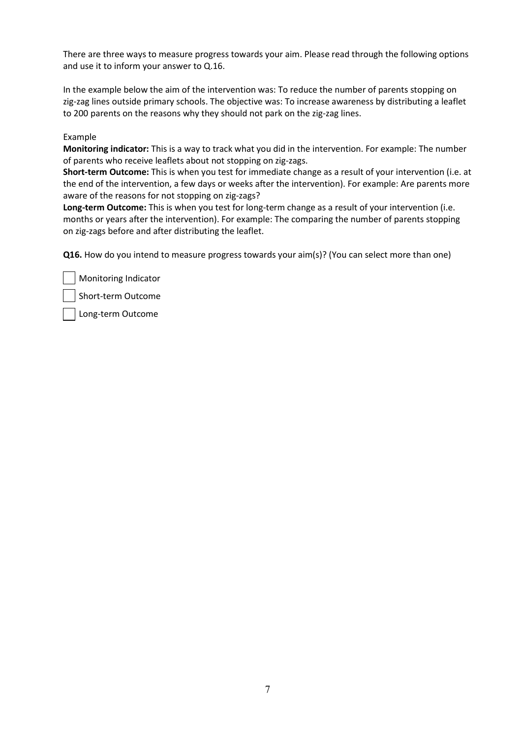There are three ways to measure progress towards your aim. Please read through the following options and use it to inform your answer to Q.16.

In the example below the aim of the intervention was: To reduce the number of parents stopping on zig-zag lines outside primary schools. The objective was: To increase awareness by distributing a leaflet to 200 parents on the reasons why they should not park on the zig-zag lines.

Example

**Monitoring indicator:** This is a way to track what you did in the intervention. For example: The number of parents who receive leaflets about not stopping on zig-zags.

**Short-term Outcome:** This is when you test for immediate change as a result of your intervention (i.e. at the end of the intervention, a few days or weeks after the intervention). For example: Are parents more aware of the reasons for not stopping on zig-zags?

**Long-term Outcome:** This is when you test for long-term change as a result of your intervention (i.e. months or years after the intervention). For example: The comparing the number of parents stopping on zig-zags before and after distributing the leaflet.

**Q16.** How do you intend to measure progress towards your aim(s)? (You can select more than one)

- [ ] Monitoring Indicator
- [ ] Short-term Outcome
- [ ] Long-term Outcome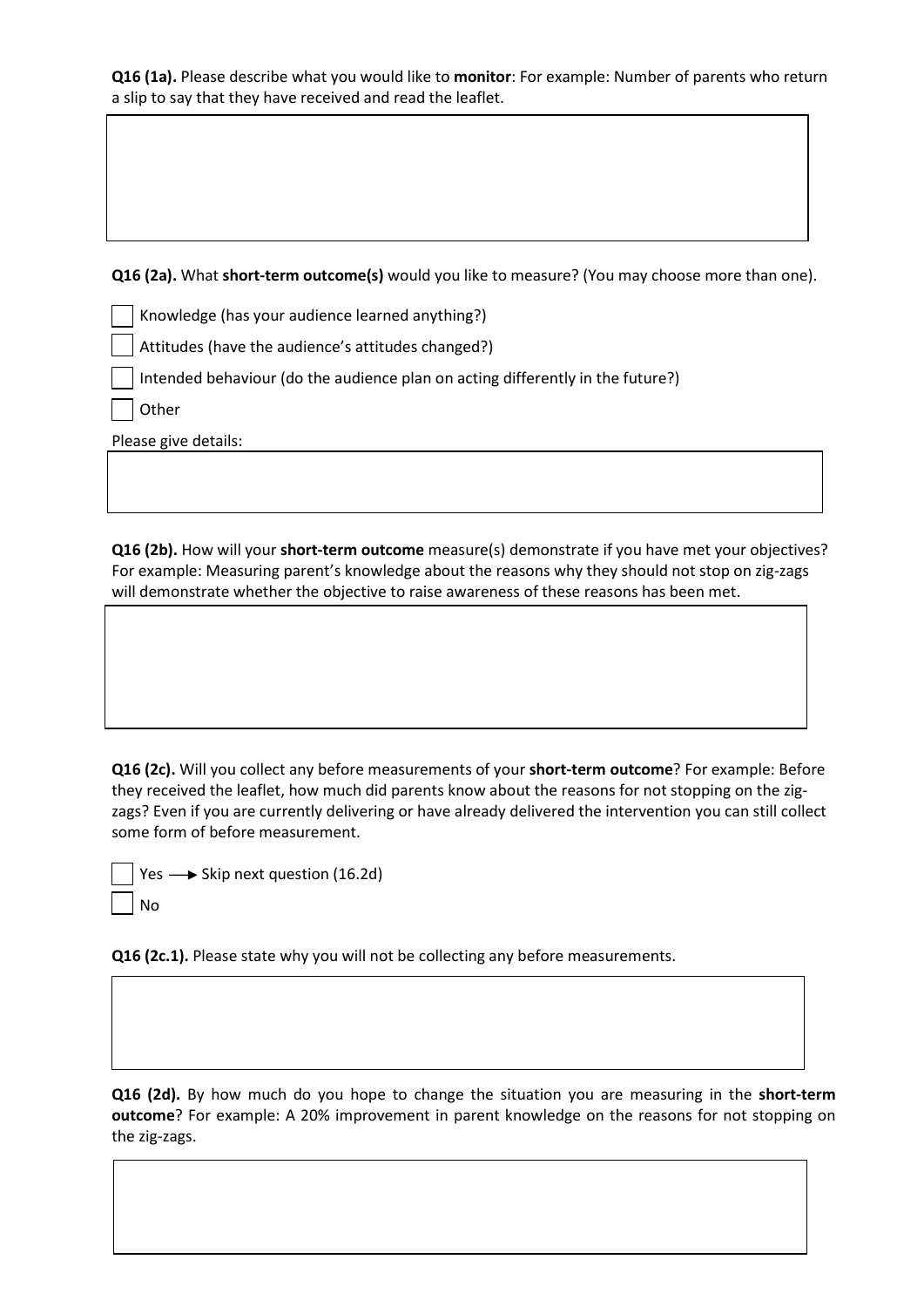**Q16 (1a).** Please describe what you would like to **monitor**: For example: Number of parents who return a slip to say that they have received and read the leaflet.

**Q16 (2a).** What **short-term outcome(s)** would you like to measure? (You may choose more than one).

- [ ] Knowledge (has your audience learned anything?)
- [ ] Attitudes (have the audience's attitudes changed?)
- [ ] Intended behaviour (do the audience plan on acting differently in the future?)
- [ ] Other

Please give details:

**Q16 (2b).** How will your **short-term outcome** measure(s) demonstrate if you have met your objectives? For example: Measuring parent's knowledge about the reasons why they should not stop on zig-zags will demonstrate whether the objective to raise awareness of these reasons has been met.

**Q16 (2c).** Will you collect any before measurements of your **short-term outcome**? For example: Before they received the leaflet, how much did parents know about the reasons for not stopping on the zig-zags? Even if you are currently delivering or have already delivered the intervention you can still collect some form of before measurement.

- [ ] Yes ⟶ Skip next question (16.2d)
- [ ] No

**Q16 (2c.1).** Please state why you will not be collecting any before measurements.

**Q16 (2d).** By how much do you hope to change the situation you are measuring in the **short-term outcome**? For example: A 20% improvement in parent knowledge on the reasons for not stopping on the zig-zags.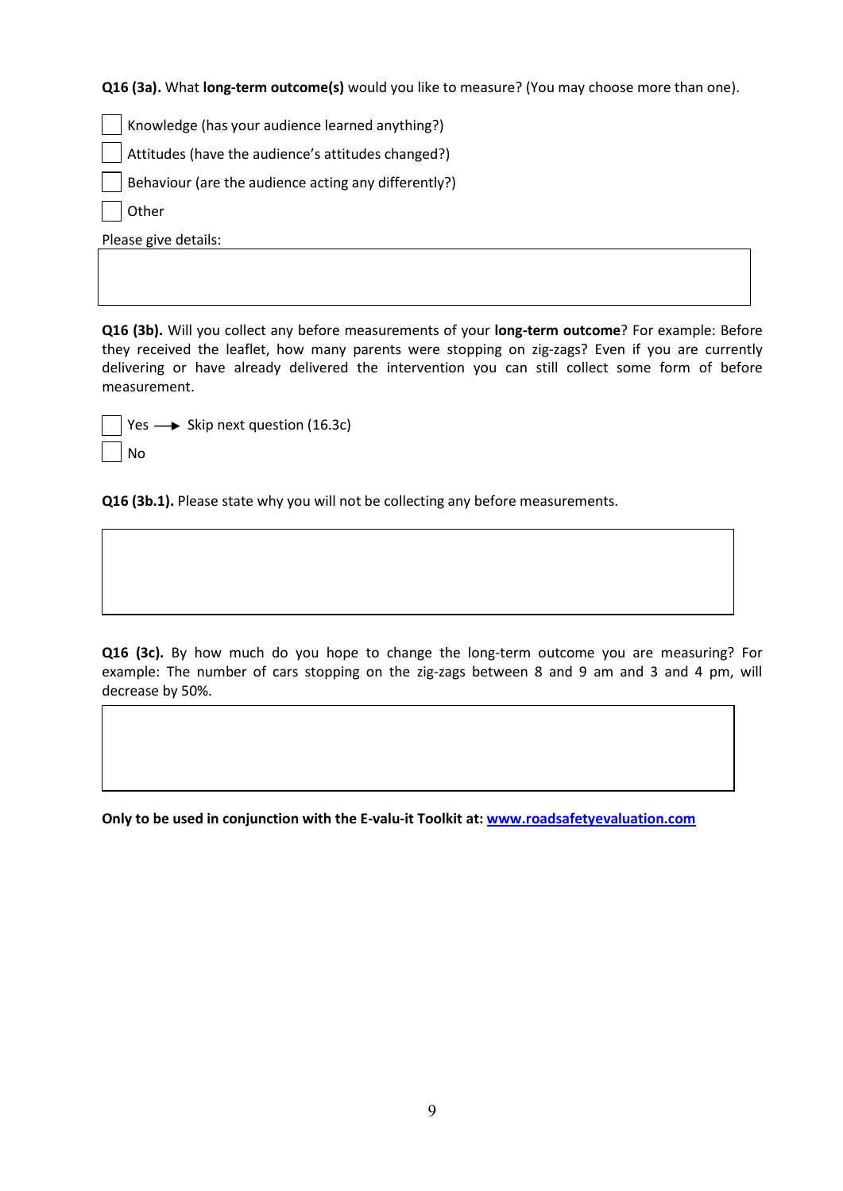**Q16 (3a).** What **long-term outcome(s)** would you like to measure? (You may choose more than one).

- ☐ Knowledge (has your audience learned anything?)
- ☐ Attitudes (have the audience's attitudes changed?)
- ☐ Behaviour (are the audience acting any differently?)
- ☐ Other

Please give details:

**Q16 (3b).** Will you collect any before measurements of your **long-term outcome**? For example: Before they received the leaflet, how many parents were stopping on zig-zags? Even if you are currently delivering or have already delivered the intervention you can still collect some form of before measurement.

- ☐ Yes → Skip next question (16.3c)
- ☐ No

**Q16 (3b.1).** Please state why you will not be collecting any before measurements.

**Q16 (3c).** By how much do you hope to change the long-term outcome you are measuring? For example: The number of cars stopping on the zig-zags between 8 and 9 am and 3 and 4 pm, will decrease by 50%.

**Only to be used in conjunction with the E-valu-it Toolkit at: www.roadsafetyevaluation.com**